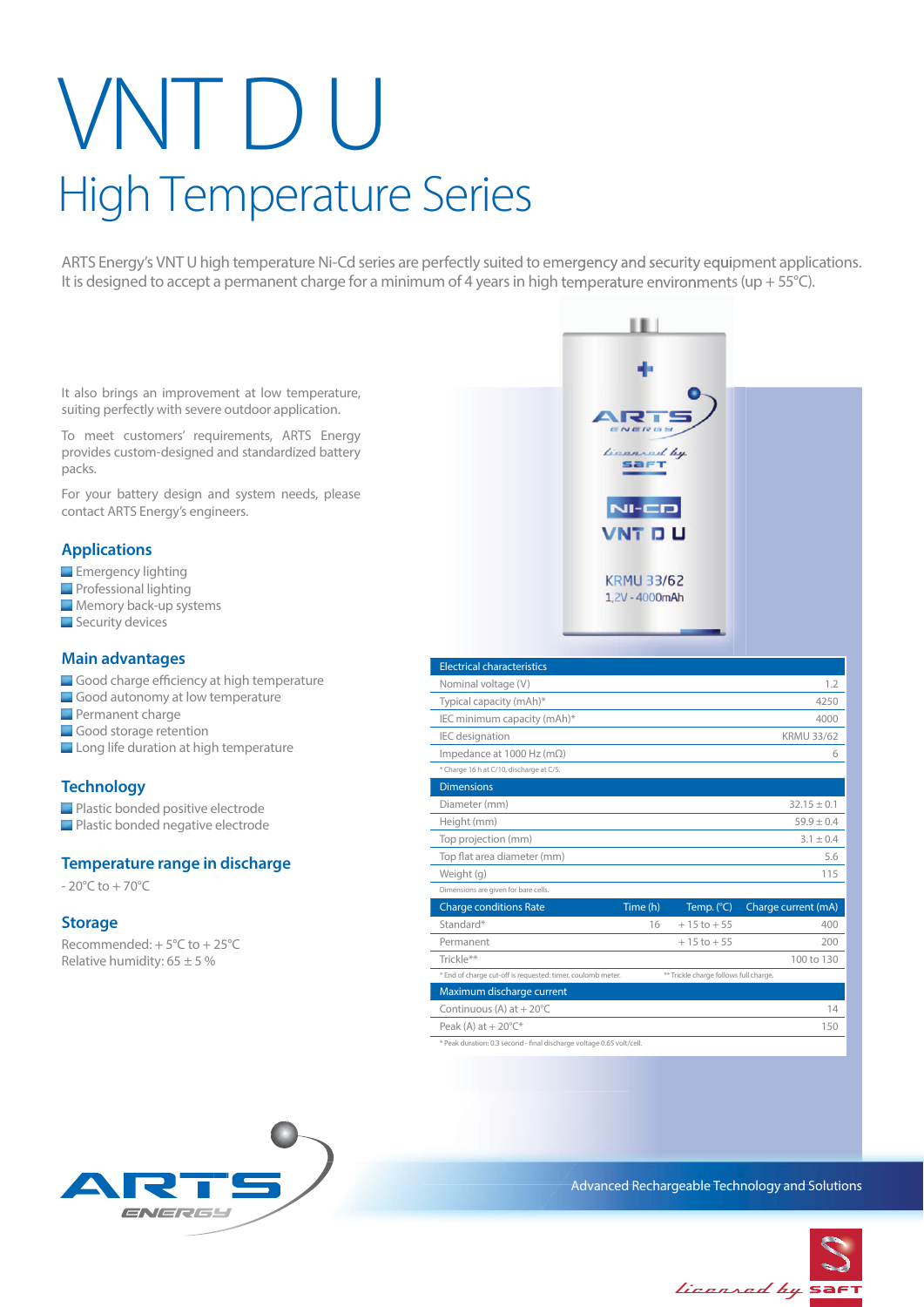# VNT D U

## High Temperature Series

ARTS Energy's VNT U high temperature Ni-Cd series are perfectly suited to emergency and security equipment applications. It is designed to accept a permanent charge for a minimum of 4 years in high temperature environments (up + 55°C).

It also brings an improvement at low temperature, suiting perfectly with severe outdoor application.

To meet customers' requirements, ARTS Energy provides custom-designed and standardized battery packs.

For your battery design and system needs, please contact ARTS Energy's engineers.

### Applications

- Emergency lighting
- Professional lighting
- Memory back-up systems
- Security devices

### Main advantages

- Good charge efficiency at high temperature
- Good autonomy at low temperature
- Permanent charge
- Good storage retention
- Long life duration at high temperature

### Technology

- Plastic bonded positive electrode
- Plastic bonded negative electrode

### Temperature range in discharge

- 20°C to + 70°C

### Storage

Recommended: + 5°C to + 25°C
Relative humidity: 65 ± 5 %

| Electrical characteristics | |
|---|---|
| Nominal voltage (V) | 1.2 |
| Typical capacity (mAh)* | 4250 |
| IEC minimum capacity (mAh)* | 4000 |
| IEC designation | KRMU 33/62 |
| Impedance at 1000 Hz (mΩ) | 6 |

\* Charge 16 h at C/10, discharge at C/5.

| Dimensions | |
|---|---|
| Diameter (mm) | 32.15 ± 0.1 |
| Height (mm) | 59.9 ± 0.4 |
| Top projection (mm) | 3.1 ± 0.4 |
| Top flat area diameter (mm) | 5.6 |
| Weight (g) | 115 |

Dimensions are given for bare cells.

| Charge conditions Rate | Time (h) | Temp. (°C) | Charge current (mA) |
|---|---|---|---|
| Standard* | 16 | + 15 to + 55 | 400 |
| Permanent | | + 15 to + 55 | 200 |
| Trickle** | | | 100 to 130 |

\* End of charge cut-off is requested: timer, coulomb meter. ** Trickle charge follows full charge.

| Maximum discharge current | |
|---|---|
| Continuous (A) at + 20°C | 14 |
| Peak (A) at + 20°C* | 150 |

\* Peak duration: 0.3 second - final discharge voltage 0.65 volt/cell.

Advanced Rechargeable Technology and Solutions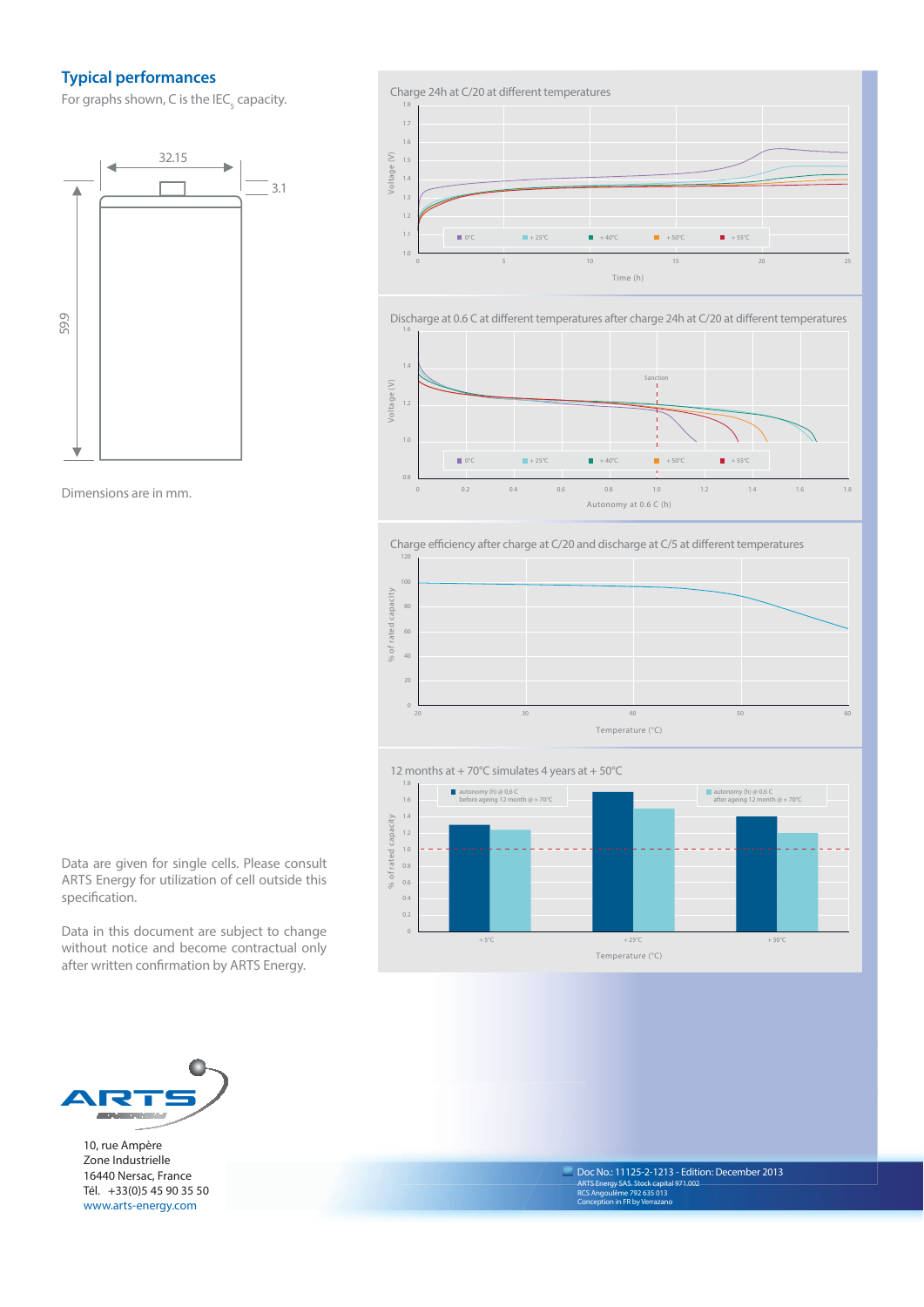## Typical performances

For graphs shown, C is the IEC$_5$ capacity.

32.15

3.1

59.9

Dimensions are in mm.

Charge 24h at C/20 at different temperatures

1.8
1.7
1.6
1.5
1.4
1.3
1.2
1.1
1.0

Voltage (V)

0 5 10 15 20 25

Time (h)

0°C + 25°C + 40°C + 50°C + 55°C

Discharge at 0.6 C at different temperatures after charge 24h at C/20 at different temperatures

1.6
1.4
1.2
1.0
0.8

Voltage (V)

Sanction

0 0.2 0.4 0.6 0.8 1.0 1.2 1.4 1.6 1.8

Autonomy at 0.6 C (h)

0°C + 25°C + 40°C + 50°C + 55°C

Charge efficiency after charge at C/20 and discharge at C/5 at different temperatures

120
100
80
60
40
20
0

% of rated capacity

20 30 40 50 60

Temperature (°C)

12 months at + 70°C simulates 4 years at + 50°C

1.8
1.6
1.4
1.2
1.0
0.8
0.6
0.4
0.2
0

% of rated capacity

autonomy (h) @ 0,6 C before ageing 12 month @ + 70°C

autonomy (h) @ 0,6 C after ageing 12 month @ + 70°C

+ 5°C + 25°C + 50°C

Temperature (°C)

Data are given for single cells. Please consult ARTS Energy for utilization of cell outside this specification.

Data in this document are subject to change without notice and become contractual only after written confirmation by ARTS Energy.

ARTS ENERGY

10, rue Ampère
Zone Industrielle
16440 Nersac, France
Tél. +33(0)5 45 90 35 50
www.arts-energy.com

Doc No.: 11125-2-1213 - Edition: December 2013
ARTS Energy SAS. Stock capital 971.002
RCS Angoulême 792 635 013
Conception in FR by Verrazano